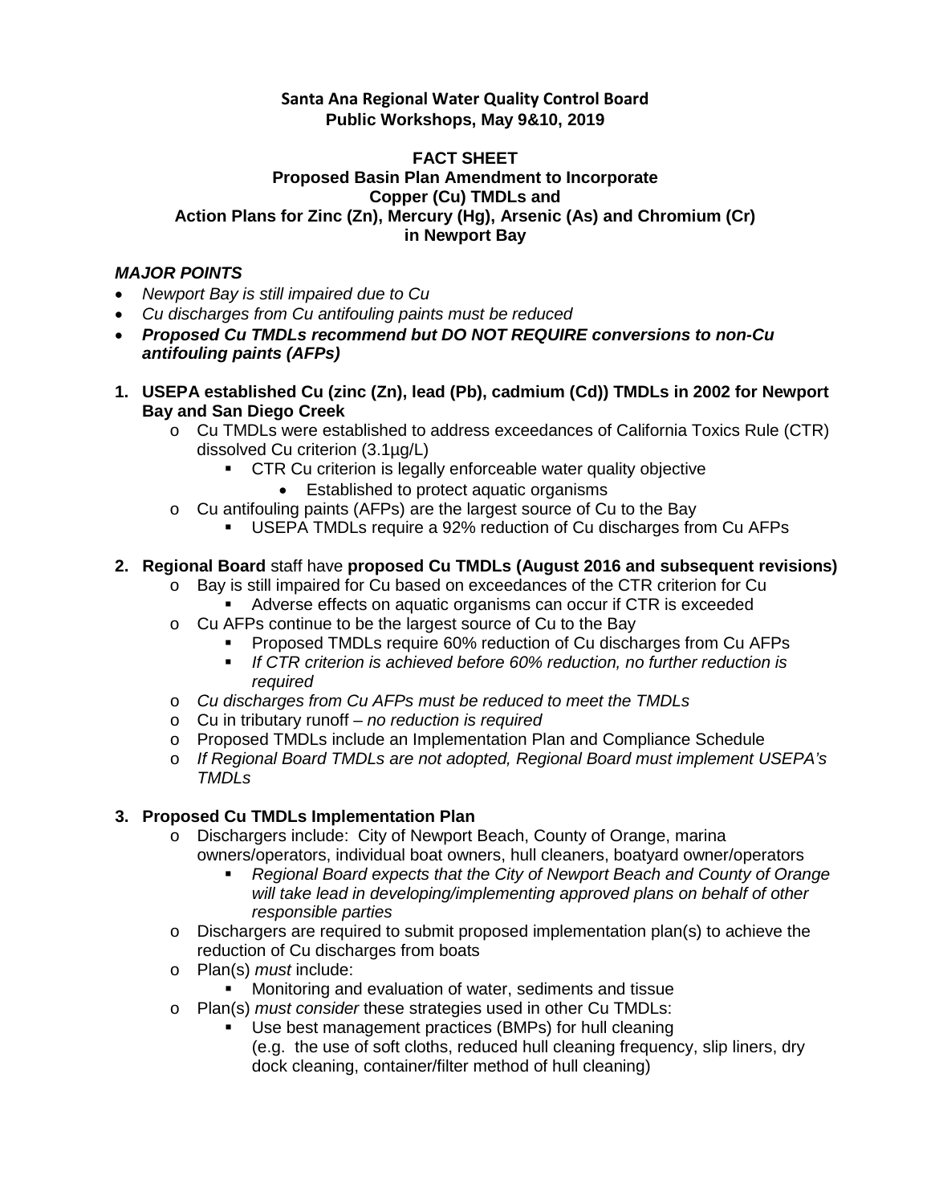**Santa Ana Regional Water Quality Control Board**
**Public Workshops, May 9&10, 2019**

**FACT SHEET**
**Proposed Basin Plan Amendment to Incorporate**
**Copper (Cu) TMDLs and**
**Action Plans for Zinc (Zn), Mercury (Hg), Arsenic (As) and Chromium (Cr)**
**in Newport Bay**

***MAJOR POINTS***

- *Newport Bay is still impaired due to Cu*
- *Cu discharges from Cu antifouling paints must be reduced*
- ***Proposed Cu TMDLs recommend but DO NOT REQUIRE conversions to non-Cu antifouling paints (AFPs)***

1. **USEPA established Cu (zinc (Zn), lead (Pb), cadmium (Cd)) TMDLs in 2002 for Newport Bay and San Diego Creek**
   - Cu TMDLs were established to address exceedances of California Toxics Rule (CTR) dissolved Cu criterion (3.1µg/L)
     - CTR Cu criterion is legally enforceable water quality objective
       - Established to protect aquatic organisms
   - Cu antifouling paints (AFPs) are the largest source of Cu to the Bay
     - USEPA TMDLs require a 92% reduction of Cu discharges from Cu AFPs

2. **Regional Board** staff have **proposed Cu TMDLs (August 2016 and subsequent revisions)**
   - Bay is still impaired for Cu based on exceedances of the CTR criterion for Cu
     - Adverse effects on aquatic organisms can occur if CTR is exceeded
   - Cu AFPs continue to be the largest source of Cu to the Bay
     - Proposed TMDLs require 60% reduction of Cu discharges from Cu AFPs
     - *If CTR criterion is achieved before 60% reduction, no further reduction is required*
   - *Cu discharges from Cu AFPs must be reduced to meet the TMDLs*
   - Cu in tributary runoff – *no reduction is required*
   - Proposed TMDLs include an Implementation Plan and Compliance Schedule
   - *If Regional Board TMDLs are not adopted, Regional Board must implement USEPA's TMDLs*

3. **Proposed Cu TMDLs Implementation Plan**
   - Dischargers include: City of Newport Beach, County of Orange, marina owners/operators, individual boat owners, hull cleaners, boatyard owner/operators
     - *Regional Board expects that the City of Newport Beach and County of Orange will take lead in developing/implementing approved plans on behalf of other responsible parties*
   - Dischargers are required to submit proposed implementation plan(s) to achieve the reduction of Cu discharges from boats
   - Plan(s) *must* include:
     - Monitoring and evaluation of water, sediments and tissue
   - Plan(s) *must consider* these strategies used in other Cu TMDLs:
     - Use best management practices (BMPs) for hull cleaning (e.g. the use of soft cloths, reduced hull cleaning frequency, slip liners, dry dock cleaning, container/filter method of hull cleaning)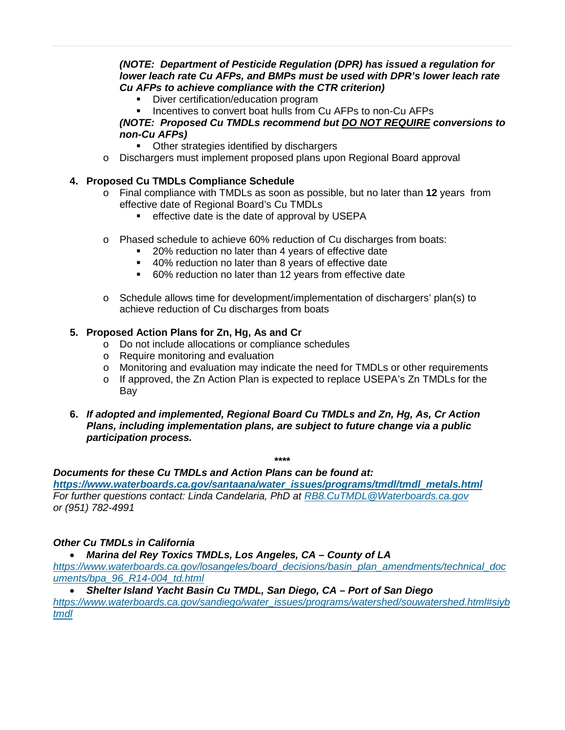***(NOTE: Department of Pesticide Regulation (DPR) has issued a regulation for lower leach rate Cu AFPs, and BMPs must be used with DPR's lower leach rate Cu AFPs to achieve compliance with the CTR criterion)***

- Diver certification/education program
- Incentives to convert boat hulls from Cu AFPs to non-Cu AFPs

***(NOTE: Proposed Cu TMDLs recommend but <u>DO NOT REQUIRE</u> conversions to non-Cu AFPs)***

- Other strategies identified by dischargers

- Dischargers must implement proposed plans upon Regional Board approval

4. **Proposed Cu TMDLs Compliance Schedule**
   - Final compliance with TMDLs as soon as possible, but no later than **12** years from effective date of Regional Board's Cu TMDLs
     - effective date is the date of approval by USEPA
   - Phased schedule to achieve 60% reduction of Cu discharges from boats:
     - 20% reduction no later than 4 years of effective date
     - 40% reduction no later than 8 years of effective date
     - 60% reduction no later than 12 years from effective date
   - Schedule allows time for development/implementation of dischargers' plan(s) to achieve reduction of Cu discharges from boats

5. **Proposed Action Plans for Zn, Hg, As and Cr**
   - Do not include allocations or compliance schedules
   - Require monitoring and evaluation
   - Monitoring and evaluation may indicate the need for TMDLs or other requirements
   - If approved, the Zn Action Plan is expected to replace USEPA's Zn TMDLs for the Bay

6. ***If adopted and implemented, Regional Board Cu TMDLs and Zn, Hg, As, Cr Action Plans, including implementation plans, are subject to future change via a public participation process.***

****

***Documents for these Cu TMDLs and Action Plans can be found at:***
***https://www.waterboards.ca.gov/santaana/water_issues/programs/tmdl/tmdl_metals.html***
*For further questions contact: Linda Candelaria, PhD at RB8.CuTMDL@Waterboards.ca.gov or (951) 782-4991*

***Other Cu TMDLs in California***

- ***Marina del Rey Toxics TMDLs, Los Angeles, CA – County of LA***

*https://www.waterboards.ca.gov/losangeles/board_decisions/basin_plan_amendments/technical_documents/bpa_96_R14-004_td.html*

- ***Shelter Island Yacht Basin Cu TMDL, San Diego, CA – Port of San Diego***

*https://www.waterboards.ca.gov/sandiego/water_issues/programs/watershed/souwatershed.html#siybtmdl*